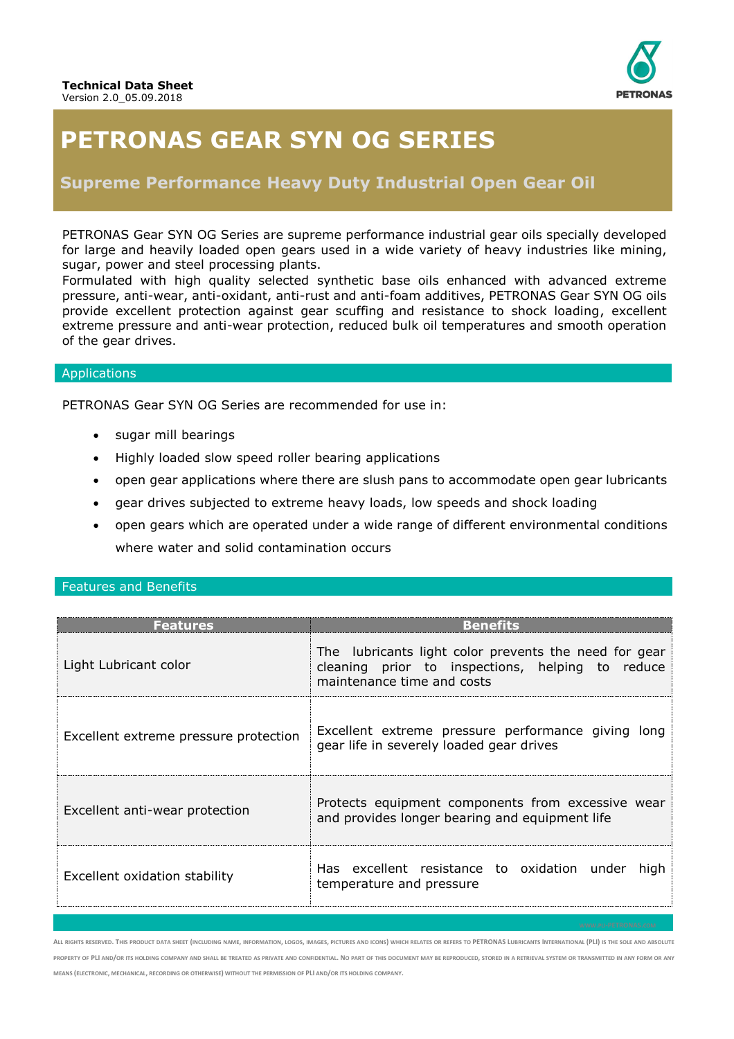**Technical Data Sheet**
Version 2.0_05.09.2018

# PETRONAS GEAR SYN OG SERIES

## Supreme Performance Heavy Duty Industrial Open Gear Oil

PETRONAS Gear SYN OG Series are supreme performance industrial gear oils specially developed for large and heavily loaded open gears used in a wide variety of heavy industries like mining, sugar, power and steel processing plants.
Formulated with high quality selected synthetic base oils enhanced with advanced extreme pressure, anti-wear, anti-oxidant, anti-rust and anti-foam additives, PETRONAS Gear SYN OG oils provide excellent protection against gear scuffing and resistance to shock loading, excellent extreme pressure and anti-wear protection, reduced bulk oil temperatures and smooth operation of the gear drives.

### Applications

PETRONAS Gear SYN OG Series are recommended for use in:

- sugar mill bearings
- Highly loaded slow speed roller bearing applications
- open gear applications where there are slush pans to accommodate open gear lubricants
- gear drives subjected to extreme heavy loads, low speeds and shock loading
- open gears which are operated under a wide range of different environmental conditions where water and solid contamination occurs

### Features and Benefits

| Features | Benefits |
|---|---|
| Light Lubricant color | The lubricants light color prevents the need for gear cleaning prior to inspections, helping to reduce maintenance time and costs |
| Excellent extreme pressure protection | Excellent extreme pressure performance giving long gear life in severely loaded gear drives |
| Excellent anti-wear protection | Protects equipment components from excessive wear and provides longer bearing and equipment life |
| Excellent oxidation stability | Has excellent resistance to oxidation under high temperature and pressure |

All rights reserved. This product data sheet (including name, information, logos, images, pictures and icons) which relates or refers to PETRONAS Lubricants International (PLI) is the sole and absolute property of PLI and/or its holding company and shall be treated as private and confidential. No part of this document may be reproduced, stored in a retrieval system or transmitted in any form or any means (electronic, mechanical, recording or otherwise) without the permission of PLI and/or its holding company.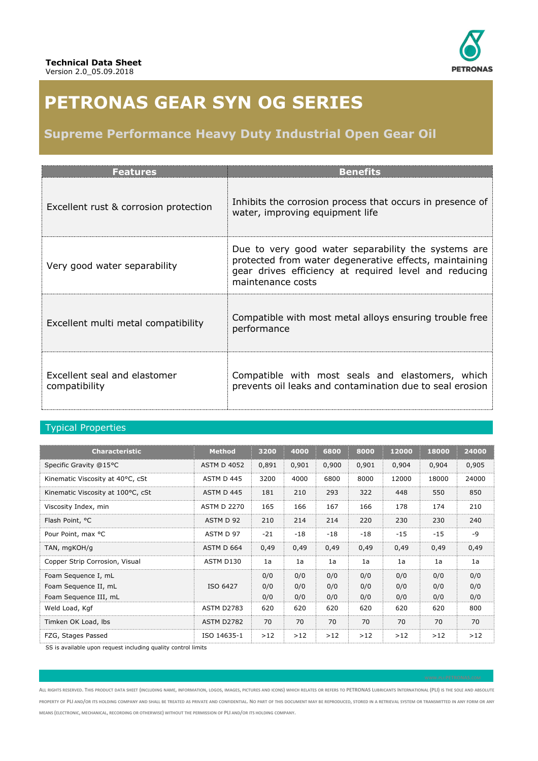**Technical Data Sheet**
Version 2.0_05.09.2018

# PETRONAS GEAR SYN OG SERIES

## Supreme Performance Heavy Duty Industrial Open Gear Oil

| Features | Benefits |
|---|---|
| Excellent rust & corrosion protection | Inhibits the corrosion process that occurs in presence of water, improving equipment life |
| Very good water separability | Due to very good water separability the systems are protected from water degenerative effects, maintaining gear drives efficiency at required level and reducing maintenance costs |
| Excellent multi metal compatibility | Compatible with most metal alloys ensuring trouble free performance |
| Excellent seal and elastomer compatibility | Compatible with most seals and elastomers, which prevents oil leaks and contamination due to seal erosion |

## Typical Properties

| Characteristic | Method | 3200 | 4000 | 6800 | 8000 | 12000 | 18000 | 24000 |
|---|---|---|---|---|---|---|---|---|
| Specific Gravity @15°C | ASTM D 4052 | 0,891 | 0,901 | 0,900 | 0,901 | 0,904 | 0,904 | 0,905 |
| Kinematic Viscosity at 40°C, cSt | ASTM D 445 | 3200 | 4000 | 6800 | 8000 | 12000 | 18000 | 24000 |
| Kinematic Viscosity at 100°C, cSt | ASTM D 445 | 181 | 210 | 293 | 322 | 448 | 550 | 850 |
| Viscosity Index, min | ASTM D 2270 | 165 | 166 | 167 | 166 | 178 | 174 | 210 |
| Flash Point, °C | ASTM D 92 | 210 | 214 | 214 | 220 | 230 | 230 | 240 |
| Pour Point, max °C | ASTM D 97 | -21 | -18 | -18 | -18 | -15 | -15 | -9 |
| TAN, mgKOH/g | ASTM D 664 | 0,49 | 0,49 | 0,49 | 0,49 | 0,49 | 0,49 | 0,49 |
| Copper Strip Corrosion, Visual | ASTM D130 | 1a | 1a | 1a | 1a | 1a | 1a | 1a |
| Foam Sequence I, mL | ISO 6427 | 0/0 | 0/0 | 0/0 | 0/0 | 0/0 | 0/0 | 0/0 |
| Foam Sequence II, mL | ISO 6427 | 0/0 | 0/0 | 0/0 | 0/0 | 0/0 | 0/0 | 0/0 |
| Foam Sequence III, mL | ISO 6427 | 0/0 | 0/0 | 0/0 | 0/0 | 0/0 | 0/0 | 0/0 |
| Weld Load, Kgf | ASTM D2783 | 620 | 620 | 620 | 620 | 620 | 620 | 800 |
| Timken OK Load, lbs | ASTM D2782 | 70 | 70 | 70 | 70 | 70 | 70 | 70 |
| FZG, Stages Passed | ISO 14635-1 | >12 | >12 | >12 | >12 | >12 | >12 | >12 |

SS is available upon request including quality control limits

ALL RIGHTS RESERVED. THIS PRODUCT DATA SHEET (INCLUDING NAME, INFORMATION, LOGOS, IMAGES, PICTURES AND ICONS) WHICH RELATES OR REFERS TO PETRONAS LUBRICANTS INTERNATIONAL (PLI) IS THE SOLE AND ABSOLUTE PROPERTY OF PLI AND/OR ITS HOLDING COMPANY AND SHALL BE TREATED AS PRIVATE AND CONFIDENTIAL. NO PART OF THIS DOCUMENT MAY BE REPRODUCED, STORED IN A RETRIEVAL SYSTEM OR TRANSMITTED IN ANY FORM OR ANY MEANS (ELECTRONIC, MECHANICAL, RECORDING OR OTHERWISE) WITHOUT THE PERMISSION OF PLI AND/OR ITS HOLDING COMPANY.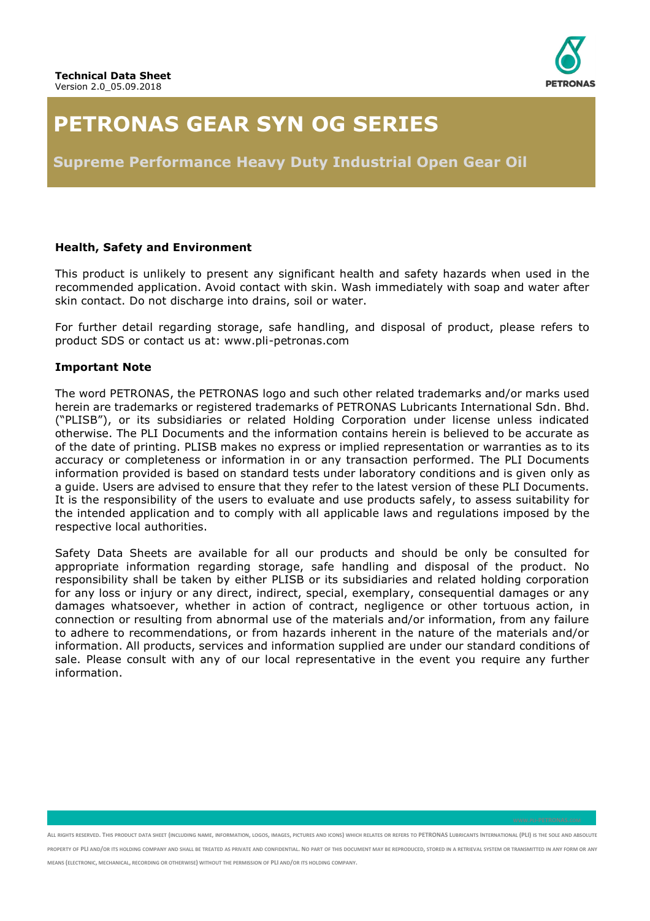# PETRONAS GEAR SYN OG SERIES

**Supreme Performance Heavy Duty Industrial Open Gear Oil**

### Health, Safety and Environment

This product is unlikely to present any significant health and safety hazards when used in the recommended application. Avoid contact with skin. Wash immediately with soap and water after skin contact. Do not discharge into drains, soil or water.

For further detail regarding storage, safe handling, and disposal of product, please refers to product SDS or contact us at: www.pli-petronas.com

### Important Note

The word PETRONAS, the PETRONAS logo and such other related trademarks and/or marks used herein are trademarks or registered trademarks of PETRONAS Lubricants International Sdn. Bhd. ("PLISB"), or its subsidiaries or related Holding Corporation under license unless indicated otherwise. The PLI Documents and the information contains herein is believed to be accurate as of the date of printing. PLISB makes no express or implied representation or warranties as to its accuracy or completeness or information in or any transaction performed. The PLI Documents information provided is based on standard tests under laboratory conditions and is given only as a guide. Users are advised to ensure that they refer to the latest version of these PLI Documents. It is the responsibility of the users to evaluate and use products safely, to assess suitability for the intended application and to comply with all applicable laws and regulations imposed by the respective local authorities.

Safety Data Sheets are available for all our products and should be only be consulted for appropriate information regarding storage, safe handling and disposal of the product. No responsibility shall be taken by either PLISB or its subsidiaries and related holding corporation for any loss or injury or any direct, indirect, special, exemplary, consequential damages or any damages whatsoever, whether in action of contract, negligence or other tortuous action, in connection or resulting from abnormal use of the materials and/or information, from any failure to adhere to recommendations, or from hazards inherent in the nature of the materials and/or information. All products, services and information supplied are under our standard conditions of sale. Please consult with any of our local representative in the event you require any further information.

ALL RIGHTS RESERVED. THIS PRODUCT DATA SHEET (INCLUDING NAME, INFORMATION, LOGOS, IMAGES, PICTURES AND ICONS) WHICH RELATES OR REFERS TO PETRONAS LUBRICANTS INTERNATIONAL (PLI) IS THE SOLE AND ABSOLUTE PROPERTY OF PLI AND/OR ITS HOLDING COMPANY AND SHALL BE TREATED AS PRIVATE AND CONFIDENTIAL. NO PART OF THIS DOCUMENT MAY BE REPRODUCED, STORED IN A RETRIEVAL SYSTEM OR TRANSMITTED IN ANY FORM OR ANY MEANS (ELECTRONIC, MECHANICAL, RECORDING OR OTHERWISE) WITHOUT THE PERMISSION OF PLI AND/OR ITS HOLDING COMPANY.